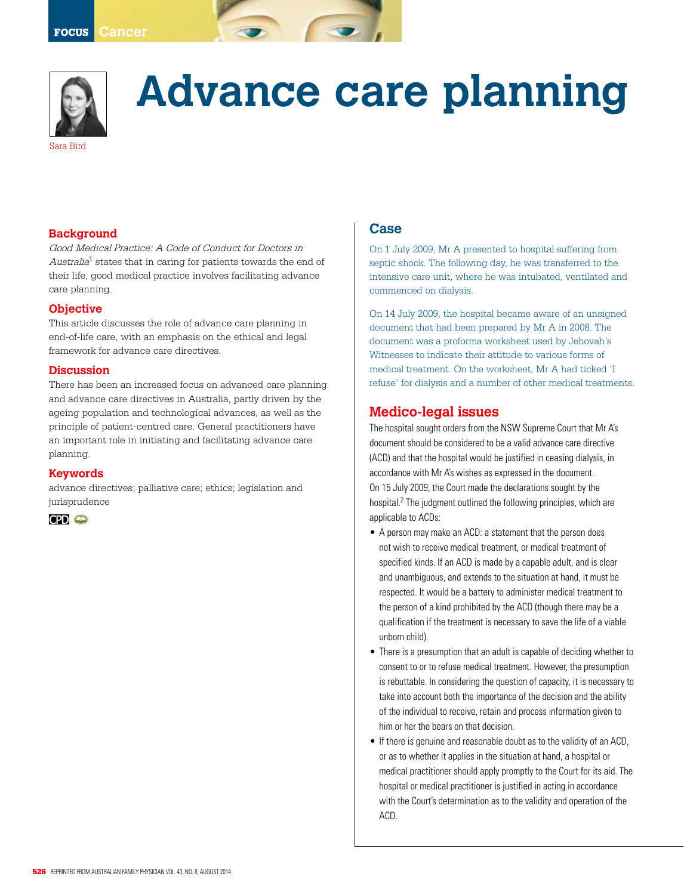# Advance care planning

Sara Bird

## Background

*Good Medical Practice: A Code of Conduct for Doctors in Australia*[1] states that in caring for patients towards the end of their life, good medical practice involves facilitating advance care planning.

## Objective

This article discusses the role of advance care planning in end-of-life care, with an emphasis on the ethical and legal framework for advance care directives.

## Discussion

There has been an increased focus on advanced care planning and advance care directives in Australia, partly driven by the ageing population and technological advances, as well as the principle of patient-centred care. General practitioners have an important role in initiating and facilitating advance care planning.

## Keywords

advance directives; palliative care; ethics; legislation and jurisprudence

CPD

## Case

On 1 July 2009, Mr A presented to hospital suffering from septic shock. The following day, he was transferred to the intensive care unit, where he was intubated, ventilated and commenced on dialysis.

On 14 July 2009, the hospital became aware of an unsigned document that had been prepared by Mr A in 2008. The document was a proforma worksheet used by Jehovah's Witnesses to indicate their attitude to various forms of medical treatment. On the worksheet, Mr A had ticked 'I refuse' for dialysis and a number of other medical treatments.

## Medico-legal issues

The hospital sought orders from the NSW Supreme Court that Mr A's document should be considered to be a valid advance care directive (ACD) and that the hospital would be justified in ceasing dialysis, in accordance with Mr A's wishes as expressed in the document. On 15 July 2009, the Court made the declarations sought by the hospital.[2] The judgment outlined the following principles, which are applicable to ACDs:

- A person may make an ACD: a statement that the person does not wish to receive medical treatment, or medical treatment of specified kinds. If an ACD is made by a capable adult, and is clear and unambiguous, and extends to the situation at hand, it must be respected. It would be a battery to administer medical treatment to the person of a kind prohibited by the ACD (though there may be a qualification if the treatment is necessary to save the life of a viable unborn child).
- There is a presumption that an adult is capable of deciding whether to consent to or to refuse medical treatment. However, the presumption is rebuttable. In considering the question of capacity, it is necessary to take into account both the importance of the decision and the ability of the individual to receive, retain and process information given to him or her the bears on that decision.
- If there is genuine and reasonable doubt as to the validity of an ACD, or as to whether it applies in the situation at hand, a hospital or medical practitioner should apply promptly to the Court for its aid. The hospital or medical practitioner is justified in acting in accordance with the Court's determination as to the validity and operation of the ACD.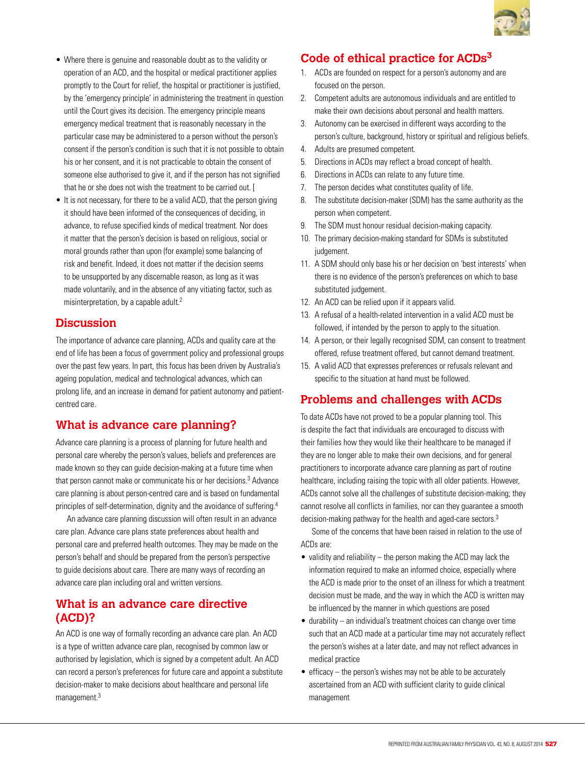- Where there is genuine and reasonable doubt as to the validity or operation of an ACD, and the hospital or medical practitioner applies promptly to the Court for relief, the hospital or practitioner is justified, by the 'emergency principle' in administering the treatment in question until the Court gives its decision. The emergency principle means emergency medical treatment that is reasonably necessary in the particular case may be administered to a person without the person's consent if the person's condition is such that it is not possible to obtain his or her consent, and it is not practicable to obtain the consent of someone else authorised to give it, and if the person has not signified that he or she does not wish the treatment to be carried out. [
- It is not necessary, for there to be a valid ACD, that the person giving it should have been informed of the consequences of deciding, in advance, to refuse specified kinds of medical treatment. Nor does it matter that the person's decision is based on religious, social or moral grounds rather than upon (for example) some balancing of risk and benefit. Indeed, it does not matter if the decision seems to be unsupported by any discernable reason, as long as it was made voluntarily, and in the absence of any vitiating factor, such as misinterpretation, by a capable adult.[2]

## Discussion

The importance of advance care planning, ACDs and quality care at the end of life has been a focus of government policy and professional groups over the past few years. In part, this focus has been driven by Australia's ageing population, medical and technological advances, which can prolong life, and an increase in demand for patient autonomy and patient-centred care.

## What is advance care planning?

Advance care planning is a process of planning for future health and personal care whereby the person's values, beliefs and preferences are made known so they can guide decision-making at a future time when that person cannot make or communicate his or her decisions.[3] Advance care planning is about person-centred care and is based on fundamental principles of self-determination, dignity and the avoidance of suffering.[4]

An advance care planning discussion will often result in an advance care plan. Advance care plans state preferences about health and personal care and preferred health outcomes. They may be made on the person's behalf and should be prepared from the person's perspective to guide decisions about care. There are many ways of recording an advance care plan including oral and written versions.

## What is an advance care directive (ACD)?

An ACD is one way of formally recording an advance care plan. An ACD is a type of written advance care plan, recognised by common law or authorised by legislation, which is signed by a competent adult. An ACD can record a person's preferences for future care and appoint a substitute decision-maker to make decisions about healthcare and personal life management.[3]

## Code of ethical practice for ACDs[3]

1. ACDs are founded on respect for a person's autonomy and are focused on the person.
2. Competent adults are autonomous individuals and are entitled to make their own decisions about personal and health matters.
3. Autonomy can be exercised in different ways according to the person's culture, background, history or spiritual and religious beliefs.
4. Adults are presumed competent.
5. Directions in ACDs may reflect a broad concept of health.
6. Directions in ACDs can relate to any future time.
7. The person decides what constitutes quality of life.
8. The substitute decision-maker (SDM) has the same authority as the person when competent.
9. The SDM must honour residual decision-making capacity.
10. The primary decision-making standard for SDMs is substituted judgement.
11. A SDM should only base his or her decision on 'best interests' when there is no evidence of the person's preferences on which to base substituted judgement.
12. An ACD can be relied upon if it appears valid.
13. A refusal of a health-related intervention in a valid ACD must be followed, if intended by the person to apply to the situation.
14. A person, or their legally recognised SDM, can consent to treatment offered, refuse treatment offered, but cannot demand treatment.
15. A valid ACD that expresses preferences or refusals relevant and specific to the situation at hand must be followed.

## Problems and challenges with ACDs

To date ACDs have not proved to be a popular planning tool. This is despite the fact that individuals are encouraged to discuss with their families how they would like their healthcare to be managed if they are no longer able to make their own decisions, and for general practitioners to incorporate advance care planning as part of routine healthcare, including raising the topic with all older patients. However, ACDs cannot solve all the challenges of substitute decision-making; they cannot resolve all conflicts in families, nor can they guarantee a smooth decision-making pathway for the health and aged-care sectors.[3]

Some of the concerns that have been raised in relation to the use of ACDs are:

- validity and reliability – the person making the ACD may lack the information required to make an informed choice, especially where the ACD is made prior to the onset of an illness for which a treatment decision must be made, and the way in which the ACD is written may be influenced by the manner in which questions are posed
- durability – an individual's treatment choices can change over time such that an ACD made at a particular time may not accurately reflect the person's wishes at a later date, and may not reflect advances in medical practice
- efficacy – the person's wishes may not be able to be accurately ascertained from an ACD with sufficient clarity to guide clinical management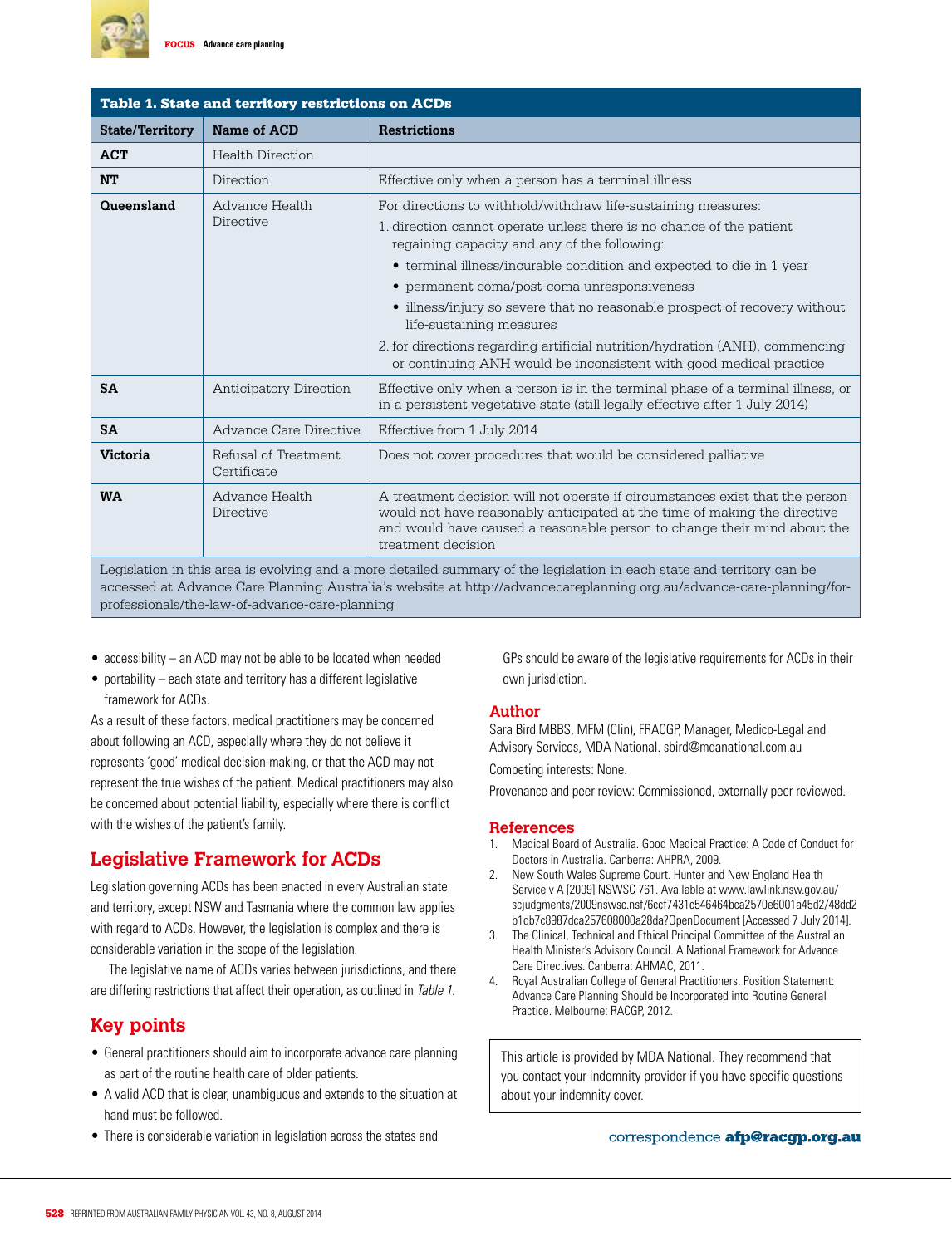**Table 1. State and territory restrictions on ACDs**

| State/Territory | Name of ACD | Restrictions |
|---|---|---|
| **ACT** | Health Direction | |
| **NT** | Direction | Effective only when a person has a terminal illness |
| **Queensland** | Advance Health Directive | For directions to withhold/withdraw life-sustaining measures:<br>1. direction cannot operate unless there is no chance of the patient regaining capacity and any of the following:<br>• terminal illness/incurable condition and expected to die in 1 year<br>• permanent coma/post-coma unresponsiveness<br>• illness/injury so severe that no reasonable prospect of recovery without life-sustaining measures<br>2. for directions regarding artificial nutrition/hydration (ANH), commencing or continuing ANH would be inconsistent with good medical practice |
| **SA** | Anticipatory Direction | Effective only when a person is in the terminal phase of a terminal illness, or in a persistent vegetative state (still legally effective after 1 July 2014) |
| **SA** | Advance Care Directive | Effective from 1 July 2014 |
| **Victoria** | Refusal of Treatment Certificate | Does not cover procedures that would be considered palliative |
| **WA** | Advance Health Directive | A treatment decision will not operate if circumstances exist that the person would not have reasonably anticipated at the time of making the directive and would have caused a reasonable person to change their mind about the treatment decision |

Legislation in this area is evolving and a more detailed summary of the legislation in each state and territory can be accessed at Advance Care Planning Australia's website at http://advancecareplanning.org.au/advance-care-planning/for-professionals/the-law-of-advance-care-planning

- accessibility – an ACD may not be able to be located when needed
- portability – each state and territory has a different legislative framework for ACDs.

As a result of these factors, medical practitioners may be concerned about following an ACD, especially where they do not believe it represents 'good' medical decision-making, or that the ACD may not represent the true wishes of the patient. Medical practitioners may also be concerned about potential liability, especially where there is conflict with the wishes of the patient's family.

## Legislative Framework for ACDs

Legislation governing ACDs has been enacted in every Australian state and territory, except NSW and Tasmania where the common law applies with regard to ACDs. However, the legislation is complex and there is considerable variation in the scope of the legislation.

The legislative name of ACDs varies between jurisdictions, and there are differing restrictions that affect their operation, as outlined in *Table 1*.

## Key points

- General practitioners should aim to incorporate advance care planning as part of the routine health care of older patients.
- A valid ACD that is clear, unambiguous and extends to the situation at hand must be followed.
- There is considerable variation in legislation across the states and

GPs should be aware of the legislative requirements for ACDs in their own jurisdiction.

## Author

Sara Bird MBBS, MFM (Clin), FRACGP, Manager, Medico-Legal and Advisory Services, MDA National. sbird@mdanational.com.au

Competing interests: None.

Provenance and peer review: Commissioned, externally peer reviewed.

## References

1. Medical Board of Australia. Good Medical Practice: A Code of Conduct for Doctors in Australia. Canberra: AHPRA, 2009.
2. New South Wales Supreme Court. Hunter and New England Health Service v A [2009] NSWSC 761. Available at www.lawlink.nsw.gov.au/scjudgments/2009nswsc.nsf/6ccf7431c546464bca2570e6001a45d2/48dd2b1db7c8987dca257608000a28da?OpenDocument [Accessed 7 July 2014].
3. The Clinical, Technical and Ethical Principal Committee of the Australian Health Minister's Advisory Council. A National Framework for Advance Care Directives. Canberra: AHMAC, 2011.
4. Royal Australian College of General Practitioners. Position Statement: Advance Care Planning Should be Incorporated into Routine General Practice. Melbourne: RACGP, 2012.

This article is provided by MDA National. They recommend that you contact your indemnity provider if you have specific questions about your indemnity cover.

correspondence **afp@racgp.org.au**